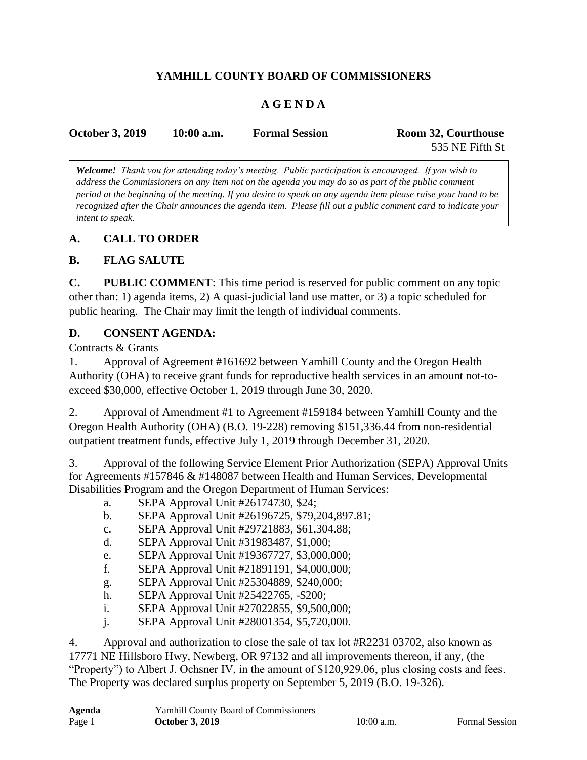# YAMHILL COUNTY BOARD OF COMMISSIONERS

## A G E N D A

**October 3, 2019** **10:00 a.m.** **Formal Session** **Room 32, Courthouse**
535 NE Fifth St

> ***Welcome!*** *Thank you for attending today's meeting. Public participation is encouraged. If you wish to address the Commissioners on any item not on the agenda you may do so as part of the public comment period at the beginning of the meeting. If you desire to speak on any agenda item please raise your hand to be recognized after the Chair announces the agenda item. Please fill out a public comment card to indicate your intent to speak.*

### A. CALL TO ORDER

### B. FLAG SALUTE

**C. PUBLIC COMMENT**: This time period is reserved for public comment on any topic other than: 1) agenda items, 2) A quasi-judicial land use matter, or 3) a topic scheduled for public hearing. The Chair may limit the length of individual comments.

### D. CONSENT AGENDA:

Contracts & Grants

1. Approval of Agreement #161692 between Yamhill County and the Oregon Health Authority (OHA) to receive grant funds for reproductive health services in an amount not-to-exceed $30,000, effective October 1, 2019 through June 30, 2020.

2. Approval of Amendment #1 to Agreement #159184 between Yamhill County and the Oregon Health Authority (OHA) (B.O. 19-228) removing $151,336.44 from non-residential outpatient treatment funds, effective July 1, 2019 through December 31, 2020.

3. Approval of the following Service Element Prior Authorization (SEPA) Approval Units for Agreements #157846 & #148087 between Health and Human Services, Developmental Disabilities Program and the Oregon Department of Human Services:
   a. SEPA Approval Unit #26174730, $24;
   b. SEPA Approval Unit #26196725, $79,204,897.81;
   c. SEPA Approval Unit #29721883, $61,304.88;
   d. SEPA Approval Unit #31983487, $1,000;
   e. SEPA Approval Unit #19367727, $3,000,000;
   f. SEPA Approval Unit #21891191, $4,000,000;
   g. SEPA Approval Unit #25304889, $240,000;
   h. SEPA Approval Unit #25422765, -$200;
   i. SEPA Approval Unit #27022855, $9,500,000;
   j. SEPA Approval Unit #28001354, $5,720,000.

4. Approval and authorization to close the sale of tax lot #R2231 03702, also known as 17771 NE Hillsboro Hwy, Newberg, OR 97132 and all improvements thereon, if any, (the "Property") to Albert J. Ochsner IV, in the amount of $120,929.06, plus closing costs and fees. The Property was declared surplus property on September 5, 2019 (B.O. 19-326).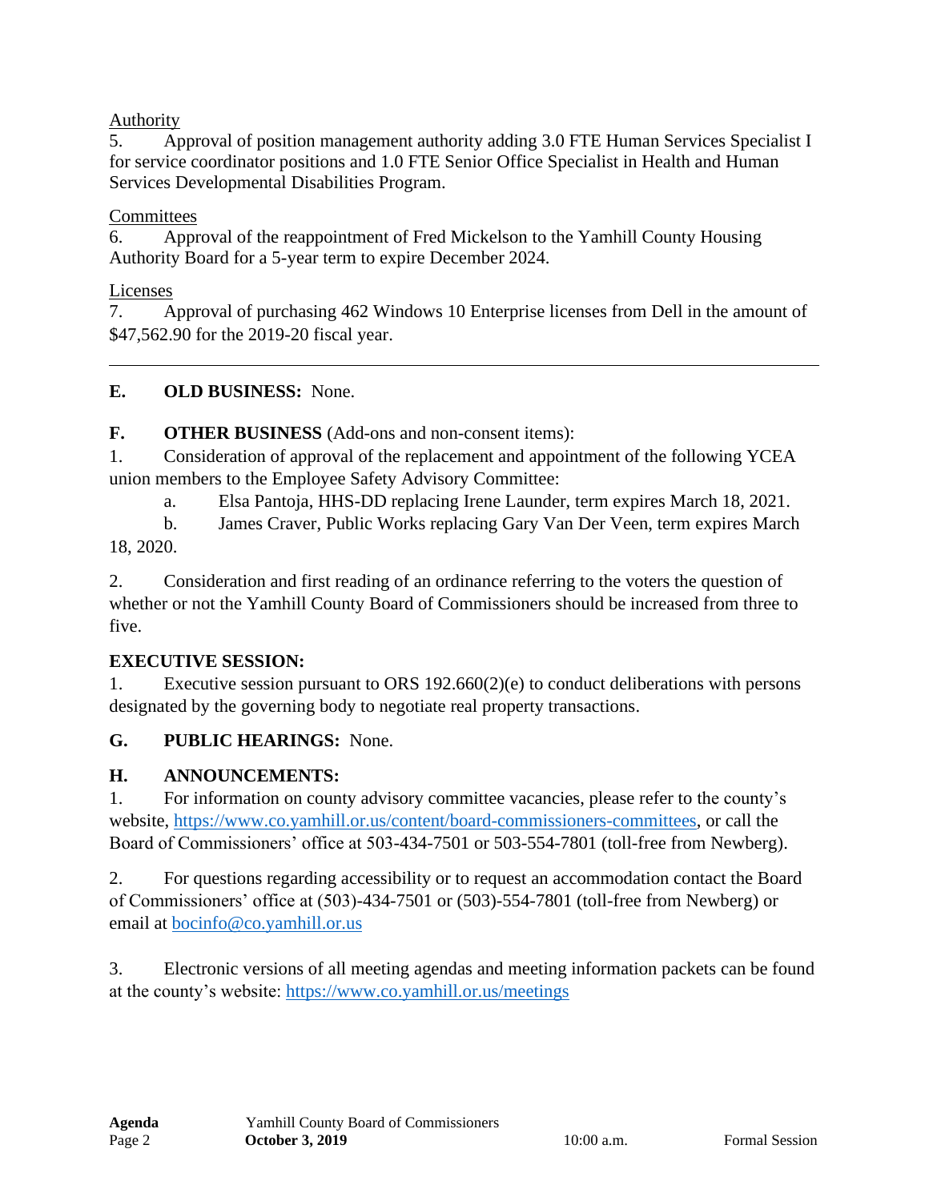Authority

5. Approval of position management authority adding 3.0 FTE Human Services Specialist I for service coordinator positions and 1.0 FTE Senior Office Specialist in Health and Human Services Developmental Disabilities Program.

Committees

6. Approval of the reappointment of Fred Mickelson to the Yamhill County Housing Authority Board for a 5-year term to expire December 2024.

Licenses

7. Approval of purchasing 462 Windows 10 Enterprise licenses from Dell in the amount of $47,562.90 for the 2019-20 fiscal year.

---

**E. OLD BUSINESS:** None.

**F. OTHER BUSINESS** (Add-ons and non-consent items):

1. Consideration of approval of the replacement and appointment of the following YCEA union members to the Employee Safety Advisory Committee:

   a. Elsa Pantoja, HHS-DD replacing Irene Launder, term expires March 18, 2021.

   b. James Craver, Public Works replacing Gary Van Der Veen, term expires March 18, 2020.

2. Consideration and first reading of an ordinance referring to the voters the question of whether or not the Yamhill County Board of Commissioners should be increased from three to five.

**EXECUTIVE SESSION:**

1. Executive session pursuant to ORS 192.660(2)(e) to conduct deliberations with persons designated by the governing body to negotiate real property transactions.

**G. PUBLIC HEARINGS:** None.

**H. ANNOUNCEMENTS:**

1. For information on county advisory committee vacancies, please refer to the county's website, https://www.co.yamhill.or.us/content/board-commissioners-committees, or call the Board of Commissioners' office at 503-434-7501 or 503-554-7801 (toll-free from Newberg).

2. For questions regarding accessibility or to request an accommodation contact the Board of Commissioners' office at (503)-434-7501 or (503)-554-7801 (toll-free from Newberg) or email at bocinfo@co.yamhill.or.us

3. Electronic versions of all meeting agendas and meeting information packets can be found at the county's website: https://www.co.yamhill.or.us/meetings